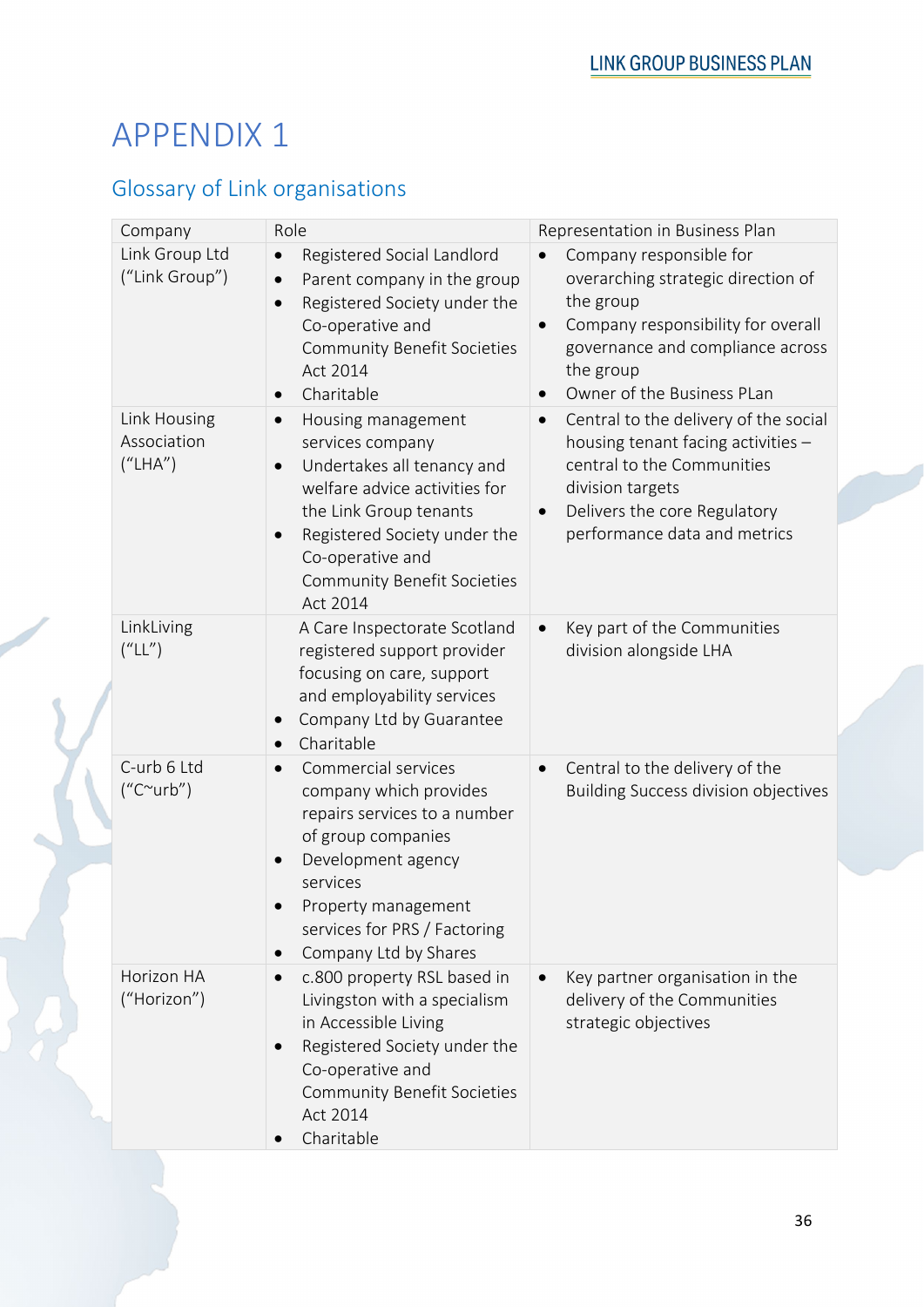# APPENDIX 1

## Glossary of Link organisations

| Company | Role | Representation in Business Plan |
| --- | --- | --- |
| Link Group Ltd ("Link Group") | • Registered Social Landlord<br>• Parent company in the group<br>• Registered Society under the Co-operative and Community Benefit Societies Act 2014<br>• Charitable | • Company responsible for overarching strategic direction of the group<br>• Company responsibility for overall governance and compliance across the group<br>• Owner of the Business PLan |
| Link Housing Association ("LHA") | • Housing management services company<br>• Undertakes all tenancy and welfare advice activities for the Link Group tenants<br>• Registered Society under the Co-operative and Community Benefit Societies Act 2014 | • Central to the delivery of the social housing tenant facing activities – central to the Communities division targets<br>• Delivers the core Regulatory performance data and metrics |
| LinkLiving ("LL") | A Care Inspectorate Scotland registered support provider focusing on care, support and employability services<br>• Company Ltd by Guarantee<br>• Charitable | • Key part of the Communities division alongside LHA |
| C-urb 6 Ltd ("C~urb") | • Commercial services company which provides repairs services to a number of group companies<br>• Development agency services<br>• Property management services for PRS / Factoring<br>• Company Ltd by Shares | • Central to the delivery of the Building Success division objectives |
| Horizon HA ("Horizon") | • c.800 property RSL based in Livingston with a specialism in Accessible Living<br>• Registered Society under the Co-operative and Community Benefit Societies Act 2014<br>• Charitable | • Key partner organisation in the delivery of the Communities strategic objectives |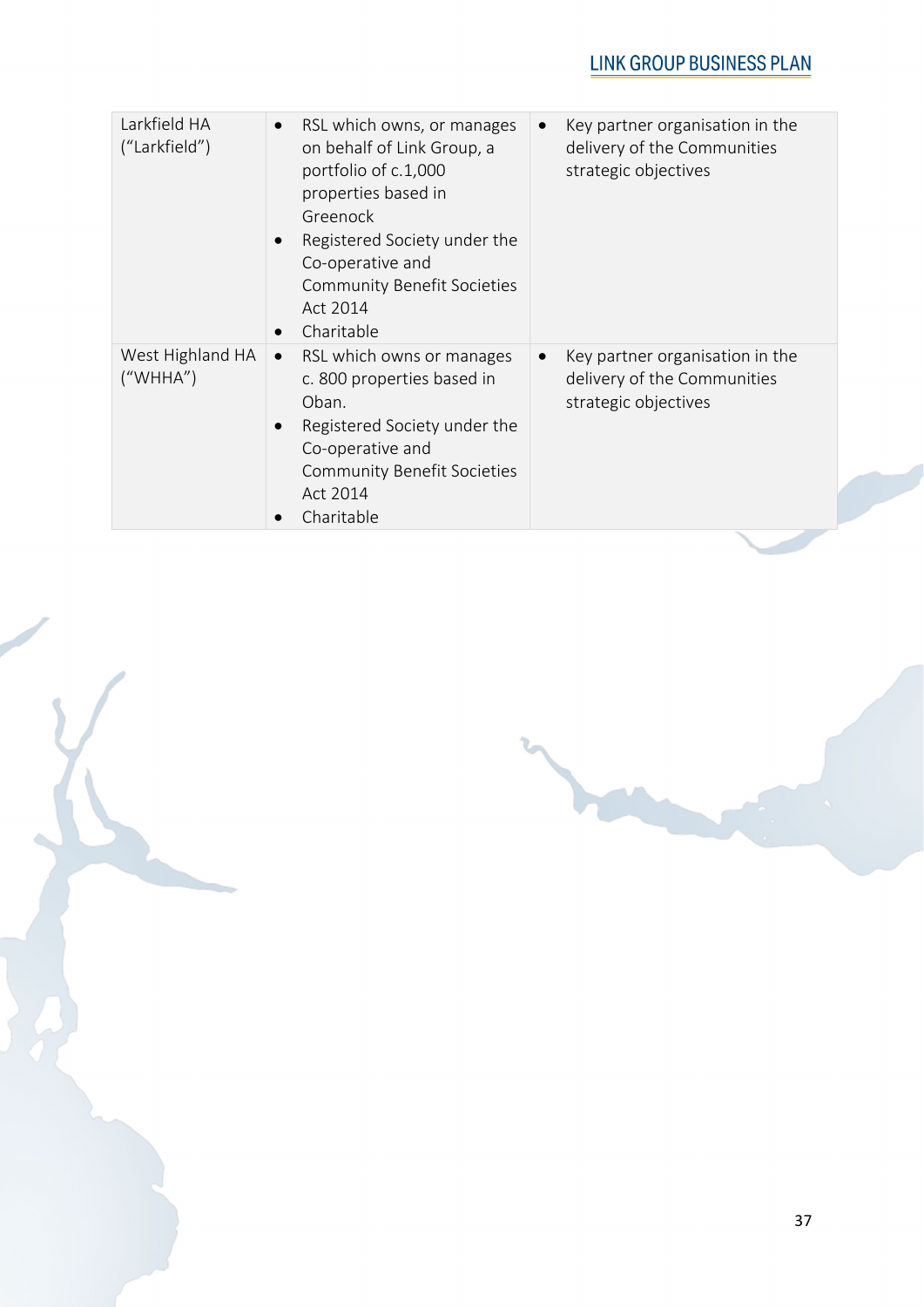| | | |
|---|---|---|
| Larkfield HA ("Larkfield") | • RSL which owns, or manages on behalf of Link Group, a portfolio of c.1,000 properties based in Greenock<br>• Registered Society under the Co-operative and Community Benefit Societies Act 2014<br>• Charitable | • Key partner organisation in the delivery of the Communities strategic objectives |
| West Highland HA ("WHHA") | • RSL which owns or manages c. 800 properties based in Oban.<br>• Registered Society under the Co-operative and Community Benefit Societies Act 2014<br>• Charitable | • Key partner organisation in the delivery of the Communities strategic objectives |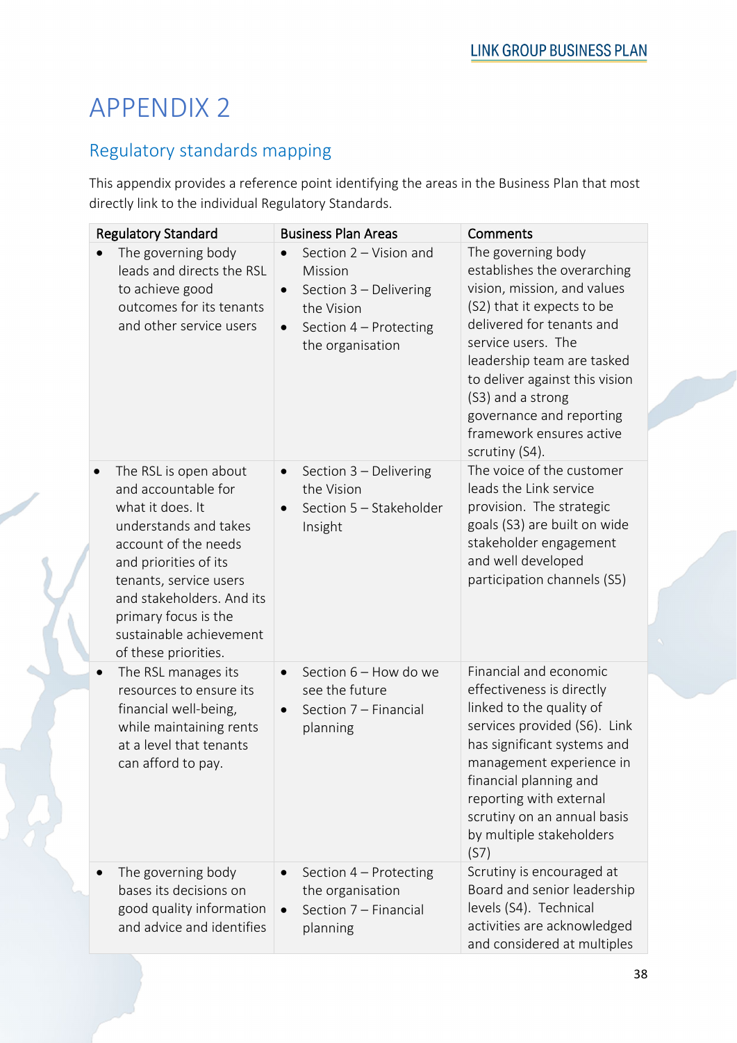# APPENDIX 2

## Regulatory standards mapping

This appendix provides a reference point identifying the areas in the Business Plan that most directly link to the individual Regulatory Standards.

| Regulatory Standard | Business Plan Areas | Comments |
|---|---|---|
| • The governing body leads and directs the RSL to achieve good outcomes for its tenants and other service users | • Section 2 – Vision and Mission<br>• Section 3 – Delivering the Vision<br>• Section 4 – Protecting the organisation | The governing body establishes the overarching vision, mission, and values (S2) that it expects to be delivered for tenants and service users. The leadership team are tasked to deliver against this vision (S3) and a strong governance and reporting framework ensures active scrutiny (S4). |
| • The RSL is open about and accountable for what it does. It understands and takes account of the needs and priorities of its tenants, service users and stakeholders. And its primary focus is the sustainable achievement of these priorities. | • Section 3 – Delivering the Vision<br>• Section 5 – Stakeholder Insight | The voice of the customer leads the Link service provision. The strategic goals (S3) are built on wide stakeholder engagement and well developed participation channels (S5) |
| • The RSL manages its resources to ensure its financial well-being, while maintaining rents at a level that tenants can afford to pay. | • Section 6 – How do we see the future<br>• Section 7 – Financial planning | Financial and economic effectiveness is directly linked to the quality of services provided (S6). Link has significant systems and management experience in financial planning and reporting with external scrutiny on an annual basis by multiple stakeholders (S7) |
| • The governing body bases its decisions on good quality information and advice and identifies | • Section 4 – Protecting the organisation<br>• Section 7 – Financial planning | Scrutiny is encouraged at Board and senior leadership levels (S4). Technical activities are acknowledged and considered at multiples |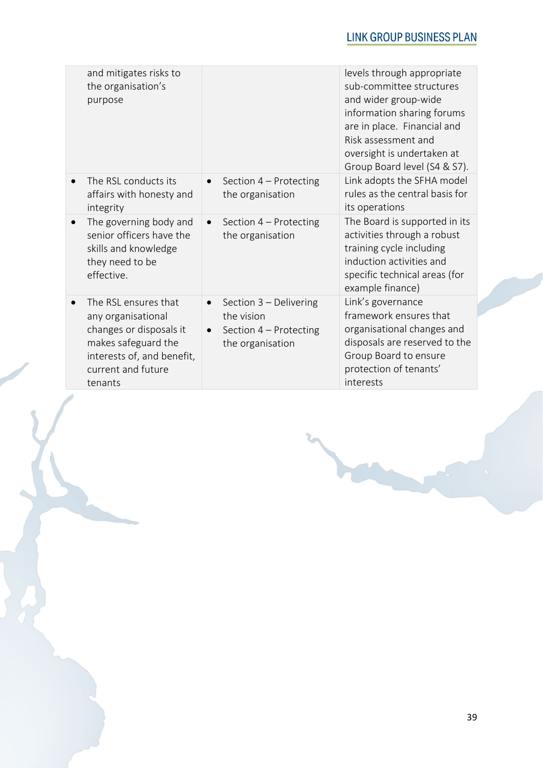| | | |
|---|---|---|
| and mitigates risks to the organisation's purpose | | levels through appropriate sub-committee structures and wider group-wide information sharing forums are in place. Financial and Risk assessment and oversight is undertaken at Group Board level (S4 & S7). |
| • The RSL conducts its affairs with honesty and integrity | • Section 4 – Protecting the organisation | Link adopts the SFHA model rules as the central basis for its operations |
| • The governing body and senior officers have the skills and knowledge they need to be effective. | • Section 4 – Protecting the organisation | The Board is supported in its activities through a robust training cycle including induction activities and specific technical areas (for example finance) |
| • The RSL ensures that any organisational changes or disposals it makes safeguard the interests of, and benefit, current and future tenants | • Section 3 – Delivering the vision<br>• Section 4 – Protecting the organisation | Link's governance framework ensures that organisational changes and disposals are reserved to the Group Board to ensure protection of tenants' interests |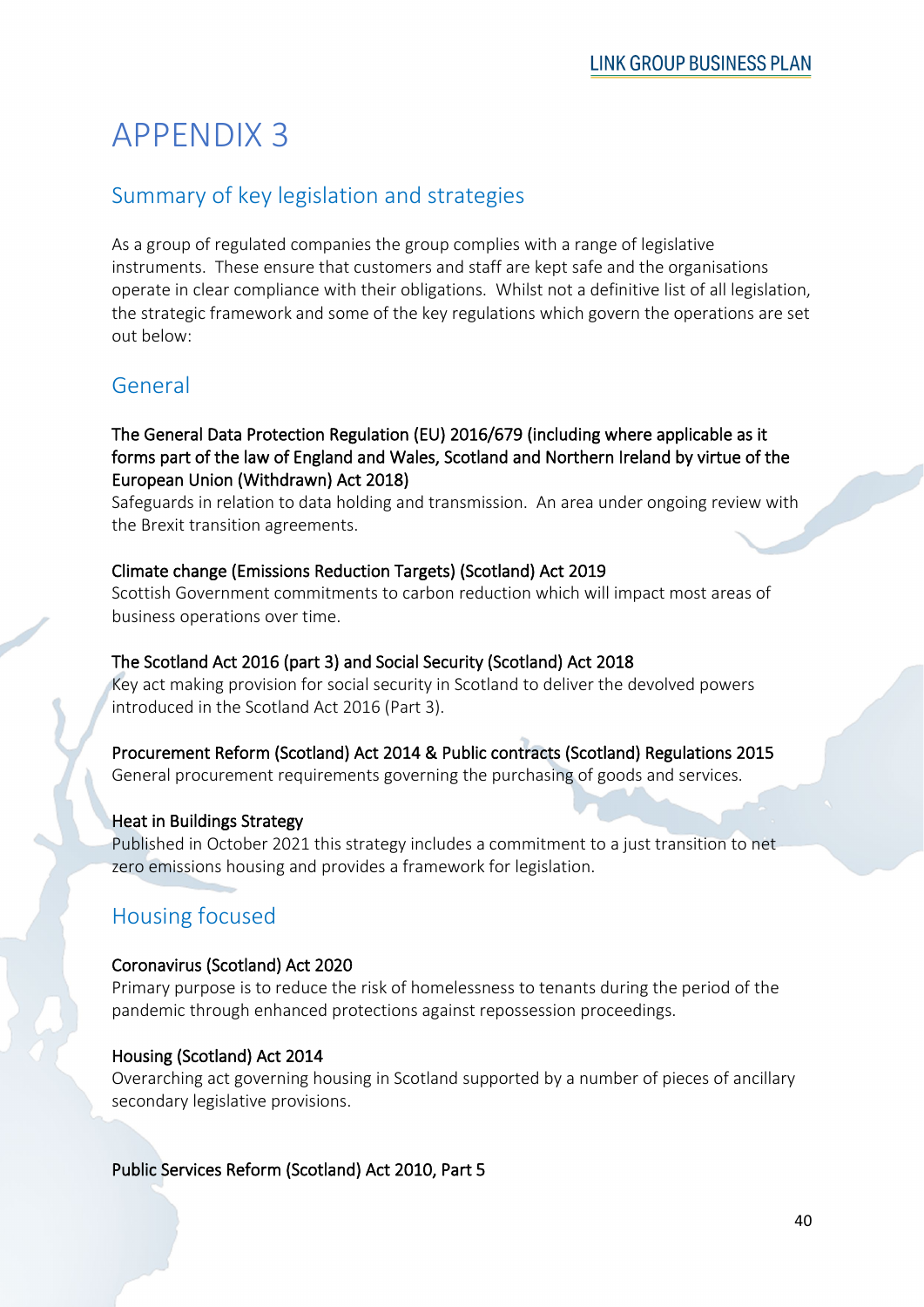# APPENDIX 3

## Summary of key legislation and strategies

As a group of regulated companies the group complies with a range of legislative instruments. These ensure that customers and staff are kept safe and the organisations operate in clear compliance with their obligations. Whilst not a definitive list of all legislation, the strategic framework and some of the key regulations which govern the operations are set out below:

## General

**The General Data Protection Regulation (EU) 2016/679 (including where applicable as it forms part of the law of England and Wales, Scotland and Northern Ireland by virtue of the European Union (Withdrawn) Act 2018)**
Safeguards in relation to data holding and transmission. An area under ongoing review with the Brexit transition agreements.

**Climate change (Emissions Reduction Targets) (Scotland) Act 2019**
Scottish Government commitments to carbon reduction which will impact most areas of business operations over time.

**The Scotland Act 2016 (part 3) and Social Security (Scotland) Act 2018**
Key act making provision for social security in Scotland to deliver the devolved powers introduced in the Scotland Act 2016 (Part 3).

**Procurement Reform (Scotland) Act 2014 & Public contracts (Scotland) Regulations 2015**
General procurement requirements governing the purchasing of goods and services.

**Heat in Buildings Strategy**
Published in October 2021 this strategy includes a commitment to a just transition to net zero emissions housing and provides a framework for legislation.

## Housing focused

**Coronavirus (Scotland) Act 2020**
Primary purpose is to reduce the risk of homelessness to tenants during the period of the pandemic through enhanced protections against repossession proceedings.

**Housing (Scotland) Act 2014**
Overarching act governing housing in Scotland supported by a number of pieces of ancillary secondary legislative provisions.

**Public Services Reform (Scotland) Act 2010, Part 5**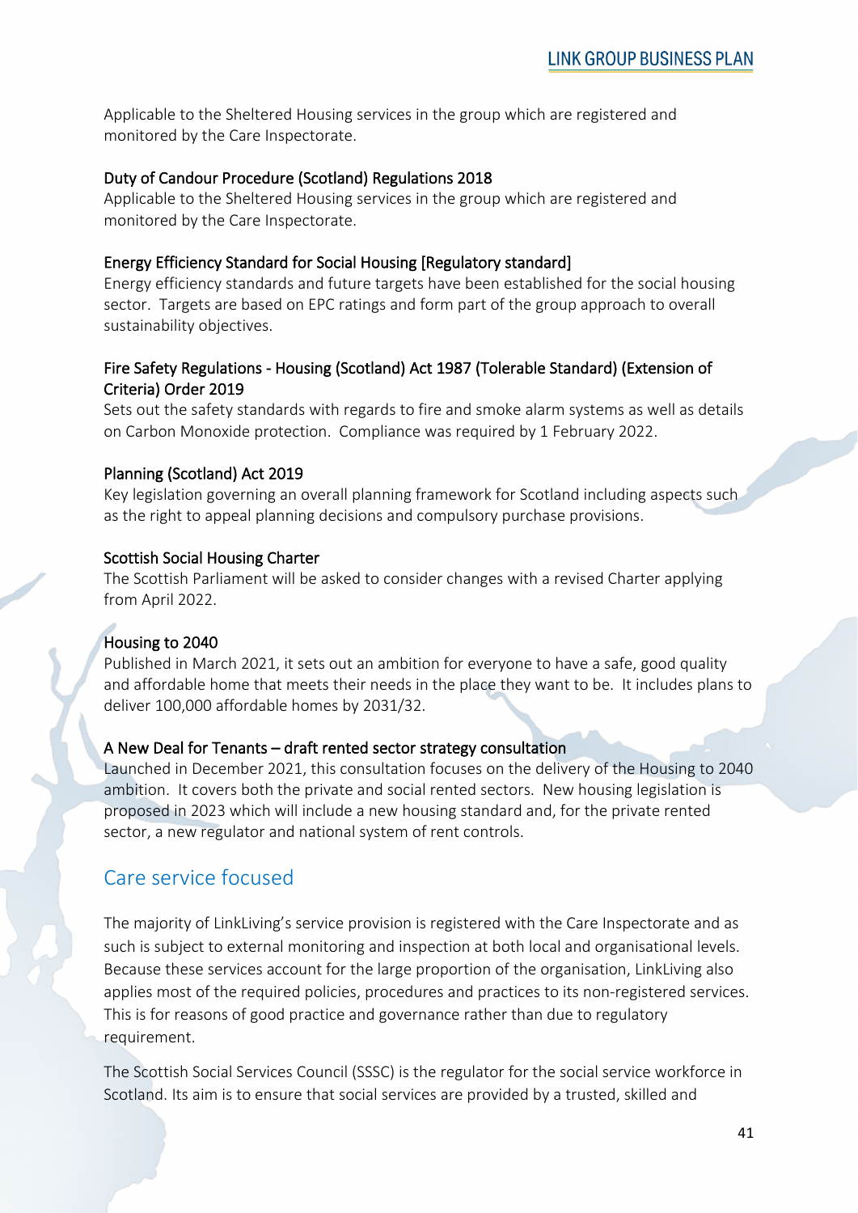Applicable to the Sheltered Housing services in the group which are registered and monitored by the Care Inspectorate.

### Duty of Candour Procedure (Scotland) Regulations 2018

Applicable to the Sheltered Housing services in the group which are registered and monitored by the Care Inspectorate.

### Energy Efficiency Standard for Social Housing [Regulatory standard]

Energy efficiency standards and future targets have been established for the social housing sector. Targets are based on EPC ratings and form part of the group approach to overall sustainability objectives.

### Fire Safety Regulations - Housing (Scotland) Act 1987 (Tolerable Standard) (Extension of Criteria) Order 2019

Sets out the safety standards with regards to fire and smoke alarm systems as well as details on Carbon Monoxide protection. Compliance was required by 1 February 2022.

### Planning (Scotland) Act 2019

Key legislation governing an overall planning framework for Scotland including aspects such as the right to appeal planning decisions and compulsory purchase provisions.

### Scottish Social Housing Charter

The Scottish Parliament will be asked to consider changes with a revised Charter applying from April 2022.

### Housing to 2040

Published in March 2021, it sets out an ambition for everyone to have a safe, good quality and affordable home that meets their needs in the place they want to be. It includes plans to deliver 100,000 affordable homes by 2031/32.

### A New Deal for Tenants – draft rented sector strategy consultation

Launched in December 2021, this consultation focuses on the delivery of the Housing to 2040 ambition. It covers both the private and social rented sectors. New housing legislation is proposed in 2023 which will include a new housing standard and, for the private rented sector, a new regulator and national system of rent controls.

## Care service focused

The majority of LinkLiving's service provision is registered with the Care Inspectorate and as such is subject to external monitoring and inspection at both local and organisational levels. Because these services account for the large proportion of the organisation, LinkLiving also applies most of the required policies, procedures and practices to its non-registered services. This is for reasons of good practice and governance rather than due to regulatory requirement.

The Scottish Social Services Council (SSSC) is the regulator for the social service workforce in Scotland. Its aim is to ensure that social services are provided by a trusted, skilled and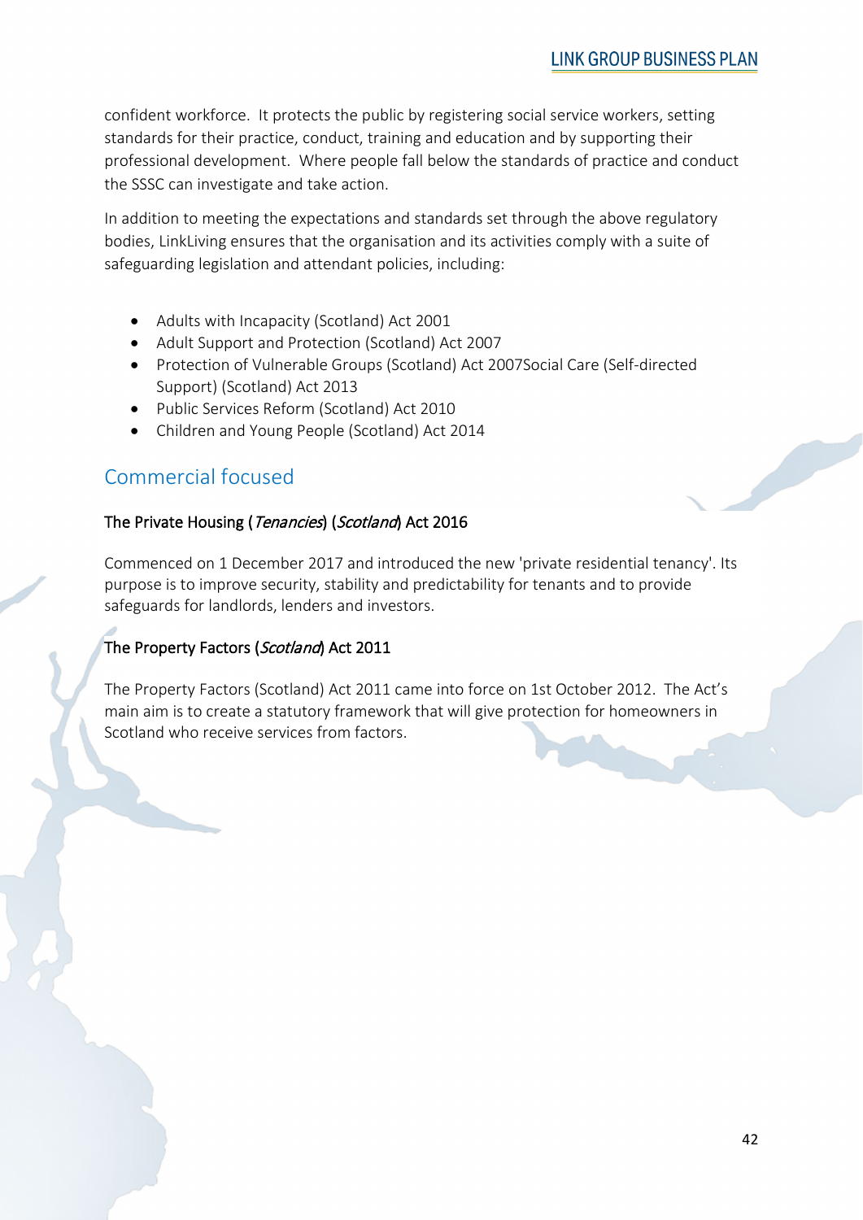confident workforce. It protects the public by registering social service workers, setting standards for their practice, conduct, training and education and by supporting their professional development. Where people fall below the standards of practice and conduct the SSSC can investigate and take action.

In addition to meeting the expectations and standards set through the above regulatory bodies, LinkLiving ensures that the organisation and its activities comply with a suite of safeguarding legislation and attendant policies, including:

- Adults with Incapacity (Scotland) Act 2001
- Adult Support and Protection (Scotland) Act 2007
- Protection of Vulnerable Groups (Scotland) Act 2007Social Care (Self-directed Support) (Scotland) Act 2013
- Public Services Reform (Scotland) Act 2010
- Children and Young People (Scotland) Act 2014

## Commercial focused

### The Private Housing (*Tenancies*) (*Scotland*) Act 2016

Commenced on 1 December 2017 and introduced the new 'private residential tenancy'. Its purpose is to improve security, stability and predictability for tenants and to provide safeguards for landlords, lenders and investors.

### The Property Factors (*Scotland*) Act 2011

The Property Factors (Scotland) Act 2011 came into force on 1st October 2012. The Act's main aim is to create a statutory framework that will give protection for homeowners in Scotland who receive services from factors.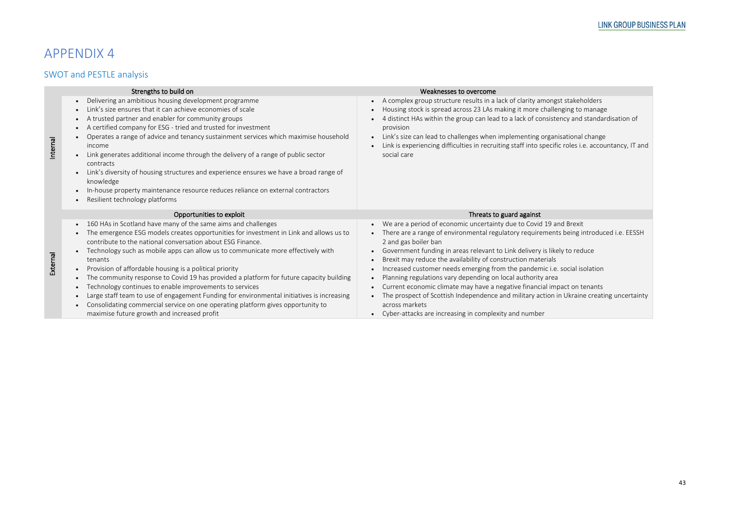# APPENDIX 4

## SWOT and PESTLE analysis

| | Strengths to build on | Weaknesses to overcome |
|---|---|---|
| Internal | • Delivering an ambitious housing development programme<br>• Link's size ensures that it can achieve economies of scale<br>• A trusted partner and enabler for community groups<br>• A certified company for ESG - tried and trusted for investment<br>• Operates a range of advice and tenancy sustainment services which maximise household income<br>• Link generates additional income through the delivery of a range of public sector contracts<br>• Link's diversity of housing structures and experience ensures we have a broad range of knowledge<br>• In-house property maintenance resource reduces reliance on external contractors<br>• Resilient technology platforms | • A complex group structure results in a lack of clarity amongst stakeholders<br>• Housing stock is spread across 23 LAs making it more challenging to manage<br>• 4 distinct HAs within the group can lead to a lack of consistency and standardisation of provision<br>• Link's size can lead to challenges when implementing organisational change<br>• Link is experiencing difficulties in recruiting staff into specific roles i.e. accountancy, IT and social care |
| | **Opportunities to exploit** | **Threats to guard against** |
| External | • 160 HAs in Scotland have many of the same aims and challenges<br>• The emergence ESG models creates opportunities for investment in Link and allows us to contribute to the national conversation about ESG Finance.<br>• Technology such as mobile apps can allow us to communicate more effectively with tenants<br>• Provision of affordable housing is a political priority<br>• The community response to Covid 19 has provided a platform for future capacity building<br>• Technology continues to enable improvements to services<br>• Large staff team to use of engagement Funding for environmental initiatives is increasing<br>• Consolidating commercial service on one operating platform gives opportunity to maximise future growth and increased profit | • We are a period of economic uncertainty due to Covid 19 and Brexit<br>• There are a range of environmental regulatory requirements being introduced i.e. EESSH 2 and gas boiler ban<br>• Government funding in areas relevant to Link delivery is likely to reduce<br>• Brexit may reduce the availability of construction materials<br>• Increased customer needs emerging from the pandemic i.e. social isolation<br>• Planning regulations vary depending on local authority area<br>• Current economic climate may have a negative financial impact on tenants<br>• The prospect of Scottish Independence and military action in Ukraine creating uncertainty across markets<br>• Cyber-attacks are increasing in complexity and number |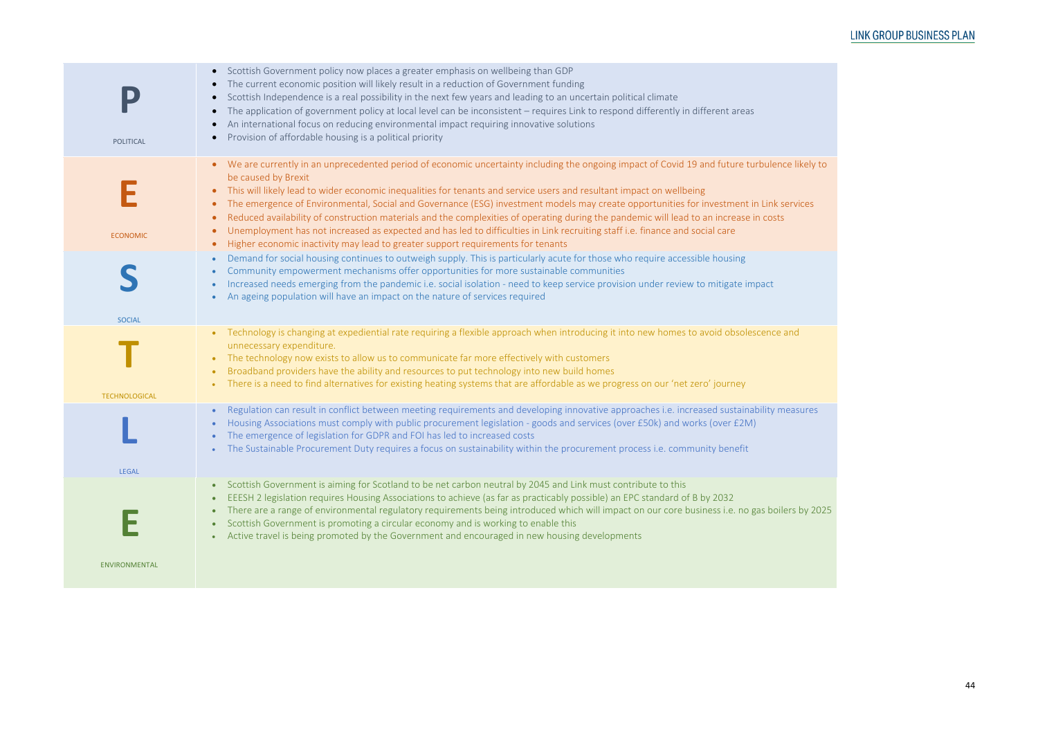| | |
|---|---|
| **P** POLITICAL | • Scottish Government policy now places a greater emphasis on wellbeing than GDP<br>• The current economic position will likely result in a reduction of Government funding<br>• Scottish Independence is a real possibility in the next few years and leading to an uncertain political climate<br>• The application of government policy at local level can be inconsistent – requires Link to respond differently in different areas<br>• An international focus on reducing environmental impact requiring innovative solutions<br>• Provision of affordable housing is a political priority |
| **E** ECONOMIC | • We are currently in an unprecedented period of economic uncertainty including the ongoing impact of Covid 19 and future turbulence likely to be caused by Brexit<br>• This will likely lead to wider economic inequalities for tenants and service users and resultant impact on wellbeing<br>• The emergence of Environmental, Social and Governance (ESG) investment models may create opportunities for investment in Link services<br>• Reduced availability of construction materials and the complexities of operating during the pandemic will lead to an increase in costs<br>• Unemployment has not increased as expected and has led to difficulties in Link recruiting staff i.e. finance and social care<br>• Higher economic inactivity may lead to greater support requirements for tenants |
| **S** SOCIAL | • Demand for social housing continues to outweigh supply. This is particularly acute for those who require accessible housing<br>• Community empowerment mechanisms offer opportunities for more sustainable communities<br>• Increased needs emerging from the pandemic i.e. social isolation - need to keep service provision under review to mitigate impact<br>• An ageing population will have an impact on the nature of services required |
| **T** TECHNOLOGICAL | • Technology is changing at expediential rate requiring a flexible approach when introducing it into new homes to avoid obsolescence and unnecessary expenditure.<br>• The technology now exists to allow us to communicate far more effectively with customers<br>• Broadband providers have the ability and resources to put technology into new build homes<br>• There is a need to find alternatives for existing heating systems that are affordable as we progress on our 'net zero' journey |
| **L** LEGAL | • Regulation can result in conflict between meeting requirements and developing innovative approaches i.e. increased sustainability measures<br>• Housing Associations must comply with public procurement legislation - goods and services (over £50k) and works (over £2M)<br>• The emergence of legislation for GDPR and FOI has led to increased costs<br>• The Sustainable Procurement Duty requires a focus on sustainability within the procurement process i.e. community benefit |
| **E** ENVIRONMENTAL | • Scottish Government is aiming for Scotland to be net carbon neutral by 2045 and Link must contribute to this<br>• EEESH 2 legislation requires Housing Associations to achieve (as far as practicably possible) an EPC standard of B by 2032<br>• There are a range of environmental regulatory requirements being introduced which will impact on our core business i.e. no gas boilers by 2025<br>• Scottish Government is promoting a circular economy and is working to enable this<br>• Active travel is being promoted by the Government and encouraged in new housing developments |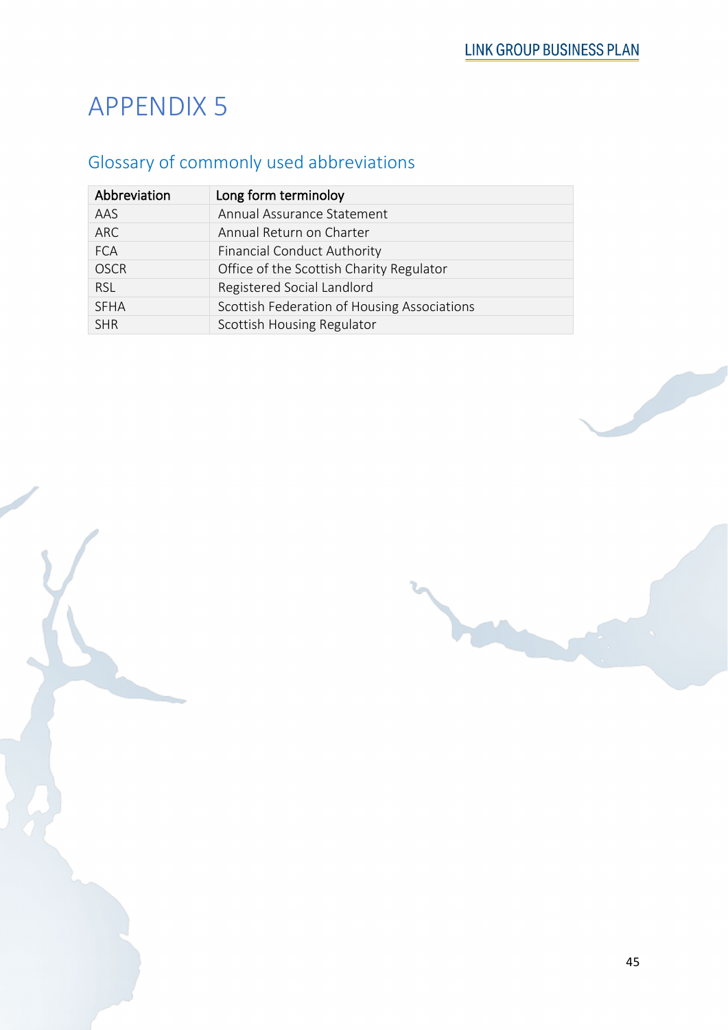# APPENDIX 5

## Glossary of commonly used abbreviations

| Abbreviation | Long form terminoloy |
|---|---|
| AAS | Annual Assurance Statement |
| ARC | Annual Return on Charter |
| FCA | Financial Conduct Authority |
| OSCR | Office of the Scottish Charity Regulator |
| RSL | Registered Social Landlord |
| SFHA | Scottish Federation of Housing Associations |
| SHR | Scottish Housing Regulator |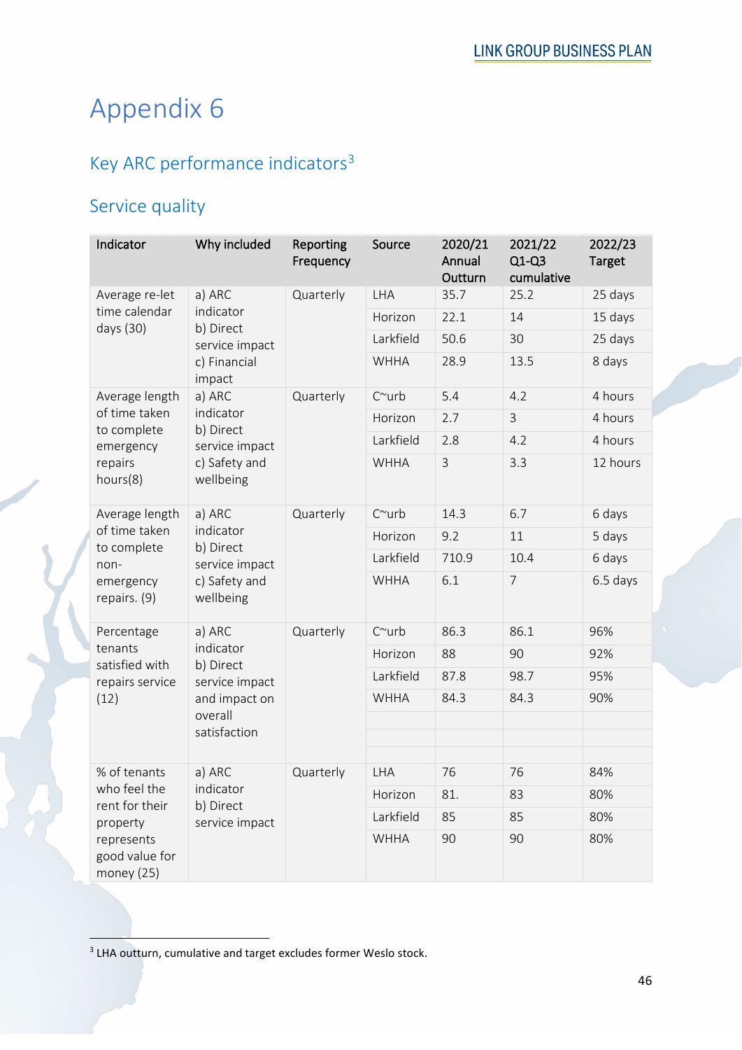# Appendix 6

## Key ARC performance indicators[3]

## Service quality

| Indicator | Why included | Reporting Frequency | Source | 2020/21 Annual Outturn | 2021/22 Q1-Q3 cumulative | 2022/23 Target |
|---|---|---|---|---|---|---|
| Average re-let time calendar days (30) | a) ARC indicator b) Direct service impact c) Financial impact | Quarterly | LHA | 35.7 | 25.2 | 25 days |
| | | | Horizon | 22.1 | 14 | 15 days |
| | | | Larkfield | 50.6 | 30 | 25 days |
| | | | WHHA | 28.9 | 13.5 | 8 days |
| Average length of time taken to complete emergency repairs hours(8) | a) ARC indicator b) Direct service impact c) Safety and wellbeing | Quarterly | C~urb | 5.4 | 4.2 | 4 hours |
| | | | Horizon | 2.7 | 3 | 4 hours |
| | | | Larkfield | 2.8 | 4.2 | 4 hours |
| | | | WHHA | 3 | 3.3 | 12 hours |
| Average length of time taken to complete non-emergency repairs. (9) | a) ARC indicator b) Direct service impact c) Safety and wellbeing | Quarterly | C~urb | 14.3 | 6.7 | 6 days |
| | | | Horizon | 9.2 | 11 | 5 days |
| | | | Larkfield | 710.9 | 10.4 | 6 days |
| | | | WHHA | 6.1 | 7 | 6.5 days |
| Percentage tenants satisfied with repairs service (12) | a) ARC indicator b) Direct service impact and impact on overall satisfaction | Quarterly | C~urb | 86.3 | 86.1 | 96% |
| | | | Horizon | 88 | 90 | 92% |
| | | | Larkfield | 87.8 | 98.7 | 95% |
| | | | WHHA | 84.3 | 84.3 | 90% |
| | | | | | | |
| | | | | | | |
| % of tenants who feel the rent for their property represents good value for money (25) | a) ARC indicator b) Direct service impact | Quarterly | LHA | 76 | 76 | 84% |
| | | | Horizon | 81. | 83 | 80% |
| | | | Larkfield | 85 | 85 | 80% |
| | | | WHHA | 90 | 90 | 80% |

[3] LHA outturn, cumulative and target excludes former Weslo stock.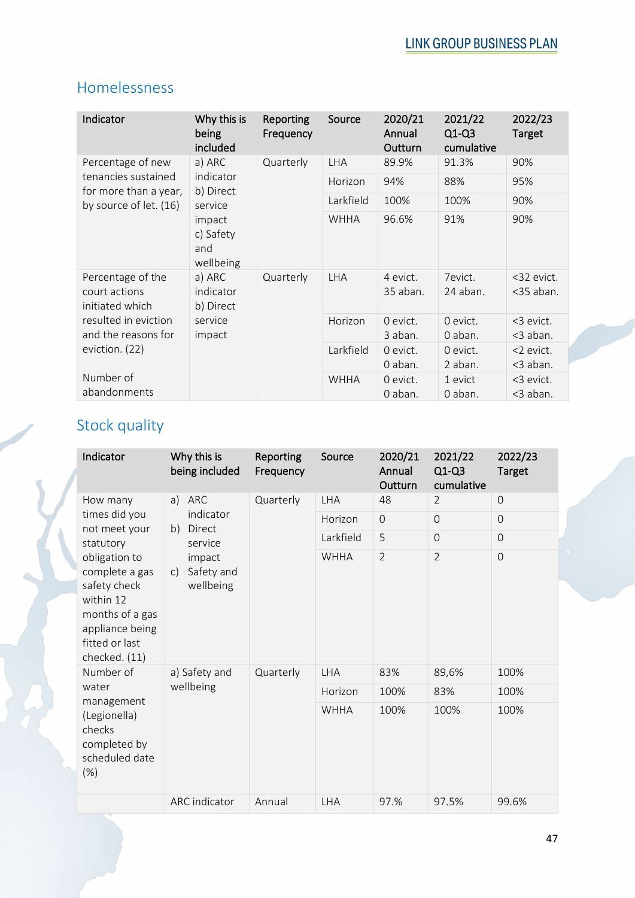## Homelessness

| Indicator | Why this is being included | Reporting Frequency | Source | 2020/21 Annual Outturn | 2021/22 Q1-Q3 cumulative | 2022/23 Target |
|---|---|---|---|---|---|---|
| Percentage of new tenancies sustained for more than a year, by source of let. (16) | a) ARC indicator b) Direct service impact c) Safety and wellbeing | Quarterly | LHA | 89.9% | 91.3% | 90% |
| | | | Horizon | 94% | 88% | 95% |
| | | | Larkfield | 100% | 100% | 90% |
| | | | WHHA | 96.6% | 91% | 90% |
| Percentage of the court actions initiated which resulted in eviction and the reasons for eviction. (22)<br><br>Number of abandonments | a) ARC indicator b) Direct service impact | Quarterly | LHA | 4 evict. 35 aban. | 7evict. 24 aban. | <32 evict. <35 aban. |
| | | | Horizon | 0 evict. 3 aban. | 0 evict. 0 aban. | <3 evict. <3 aban. |
| | | | Larkfield | 0 evict. 0 aban. | 0 evict. 2 aban. | <2 evict. <3 aban. |
| | | | WHHA | 0 evict. 0 aban. | 1 evict 0 aban. | <3 evict. <3 aban. |

## Stock quality

| Indicator | Why this is being included | Reporting Frequency | Source | 2020/21 Annual Outturn | 2021/22 Q1-Q3 cumulative | 2022/23 Target |
|---|---|---|---|---|---|---|
| How many times did you not meet your statutory obligation to complete a gas safety check within 12 months of a gas appliance being fitted or last checked. (11) | a) ARC indicator b) Direct service impact c) Safety and wellbeing | Quarterly | LHA | 48 | 2 | 0 |
| | | | Horizon | 0 | 0 | 0 |
| | | | Larkfield | 5 | 0 | 0 |
| | | | WHHA | 2 | 2 | 0 |
| Number of water management (Legionella) checks completed by scheduled date (%) | a) Safety and wellbeing | Quarterly | LHA | 83% | 89,6% | 100% |
| | | | Horizon | 100% | 83% | 100% |
| | | | WHHA | 100% | 100% | 100% |
| | ARC indicator | Annual | LHA | 97.% | 97.5% | 99.6% |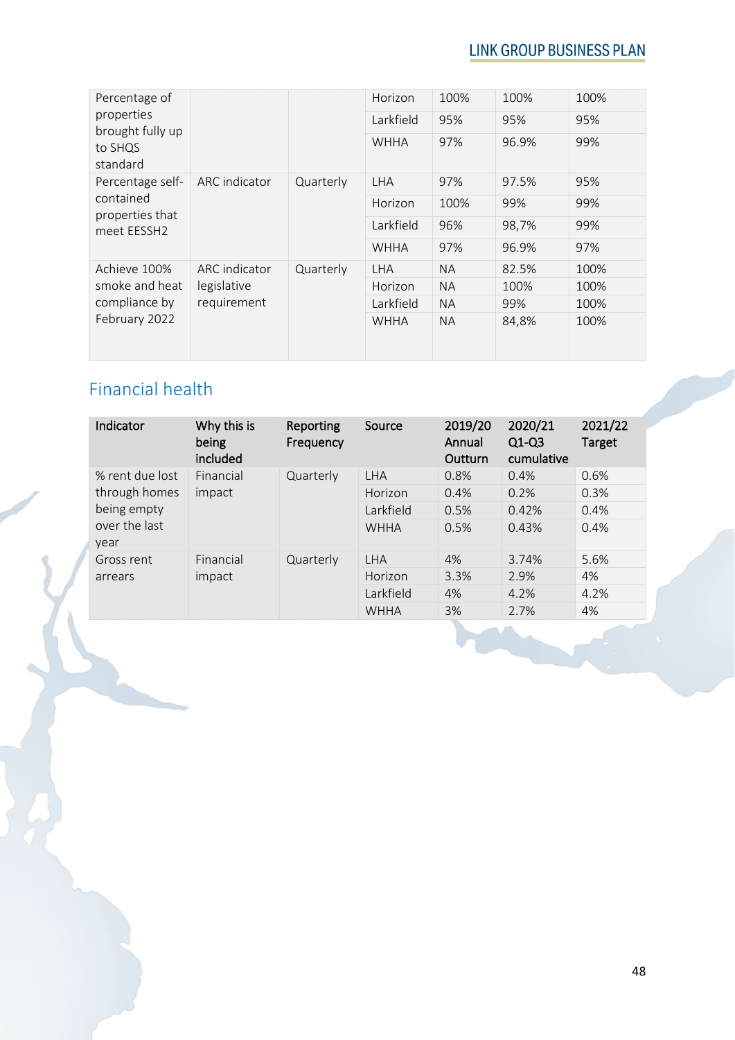| | | | | | | |
|---|---|---|---|---|---|---|
| Percentage of properties brought fully up to SHQS standard | | | Horizon | 100% | 100% | 100% |
| | | | Larkfield | 95% | 95% | 95% |
| | | | WHHA | 97% | 96.9% | 99% |
| Percentage self-contained properties that meet EESSH2 | ARC indicator | Quarterly | LHA | 97% | 97.5% | 95% |
| | | | Horizon | 100% | 99% | 99% |
| | | | Larkfield | 96% | 98,7% | 99% |
| | | | WHHA | 97% | 96.9% | 97% |
| Achieve 100% smoke and heat compliance by February 2022 | ARC indicator legislative requirement | Quarterly | LHA | NA | 82.5% | 100% |
| | | | Horizon | NA | 100% | 100% |
| | | | Larkfield | NA | 99% | 100% |
| | | | WHHA | NA | 84,8% | 100% |

## Financial health

| Indicator | Why this is being included | Reporting Frequency | Source | 2019/20 Annual Outturn | 2020/21 Q1-Q3 cumulative | 2021/22 Target |
|---|---|---|---|---|---|---|
| % rent due lost through homes being empty over the last year | Financial impact | Quarterly | LHA | 0.8% | 0.4% | 0.6% |
| | | | Horizon | 0.4% | 0.2% | 0.3% |
| | | | Larkfield | 0.5% | 0.42% | 0.4% |
| | | | WHHA | 0.5% | 0.43% | 0.4% |
| Gross rent arrears | Financial impact | Quarterly | LHA | 4% | 3.74% | 5.6% |
| | | | Horizon | 3.3% | 2.9% | 4% |
| | | | Larkfield | 4% | 4.2% | 4.2% |
| | | | WHHA | 3% | 2.7% | 4% |